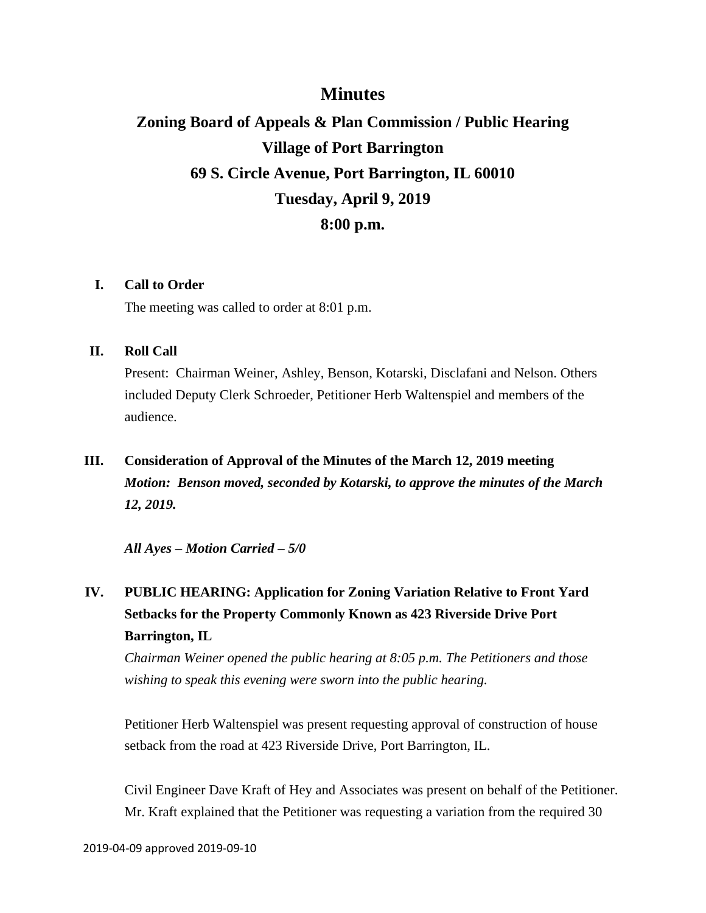# Minutes

## Zoning Board of Appeals & Plan Commission / Public Hearing

## Village of Port Barrington

## 69 S. Circle Avenue, Port Barrington, IL 60010

## Tuesday, April 9, 2019

## 8:00 p.m.

**I. Call to Order**

The meeting was called to order at 8:01 p.m.

**II. Roll Call**

Present: Chairman Weiner, Ashley, Benson, Kotarski, Disclafani and Nelson. Others included Deputy Clerk Schroeder, Petitioner Herb Waltenspiel and members of the audience.

**III. Consideration of Approval of the Minutes of the March 12, 2019 meeting**

***Motion: Benson moved, seconded by Kotarski, to approve the minutes of the March 12, 2019.***

***All Ayes – Motion Carried – 5/0***

**IV. PUBLIC HEARING: Application for Zoning Variation Relative to Front Yard Setbacks for the Property Commonly Known as 423 Riverside Drive Port Barrington, IL**

*Chairman Weiner opened the public hearing at 8:05 p.m. The Petitioners and those wishing to speak this evening were sworn into the public hearing.*

Petitioner Herb Waltenspiel was present requesting approval of construction of house setback from the road at 423 Riverside Drive, Port Barrington, IL.

Civil Engineer Dave Kraft of Hey and Associates was present on behalf of the Petitioner. Mr. Kraft explained that the Petitioner was requesting a variation from the required 30

2019-04-09 approved 2019-09-10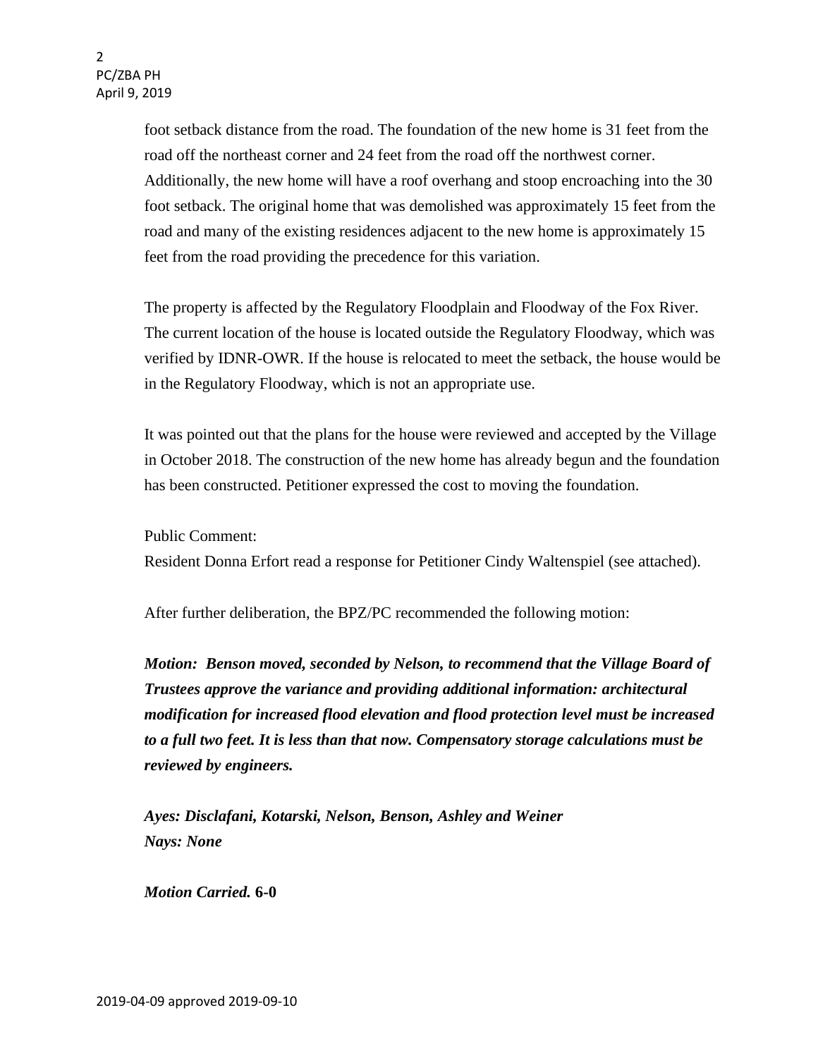foot setback distance from the road. The foundation of the new home is 31 feet from the road off the northeast corner and 24 feet from the road off the northwest corner. Additionally, the new home will have a roof overhang and stoop encroaching into the 30 foot setback. The original home that was demolished was approximately 15 feet from the road and many of the existing residences adjacent to the new home is approximately 15 feet from the road providing the precedence for this variation.

The property is affected by the Regulatory Floodplain and Floodway of the Fox River. The current location of the house is located outside the Regulatory Floodway, which was verified by IDNR-OWR. If the house is relocated to meet the setback, the house would be in the Regulatory Floodway, which is not an appropriate use.

It was pointed out that the plans for the house were reviewed and accepted by the Village in October 2018. The construction of the new home has already begun and the foundation has been constructed. Petitioner expressed the cost to moving the foundation.

Public Comment:
Resident Donna Erfort read a response for Petitioner Cindy Waltenspiel (see attached).

After further deliberation, the BPZ/PC recommended the following motion:

***Motion: Benson moved, seconded by Nelson, to recommend that the Village Board of Trustees approve the variance and providing additional information: architectural modification for increased flood elevation and flood protection level must be increased to a full two feet. It is less than that now. Compensatory storage calculations must be reviewed by engineers.***

***Ayes: Disclafani, Kotarski, Nelson, Benson, Ashley and Weiner***
***Nays: None***

***Motion Carried.* 6-0**

2019-04-09 approved 2019-09-10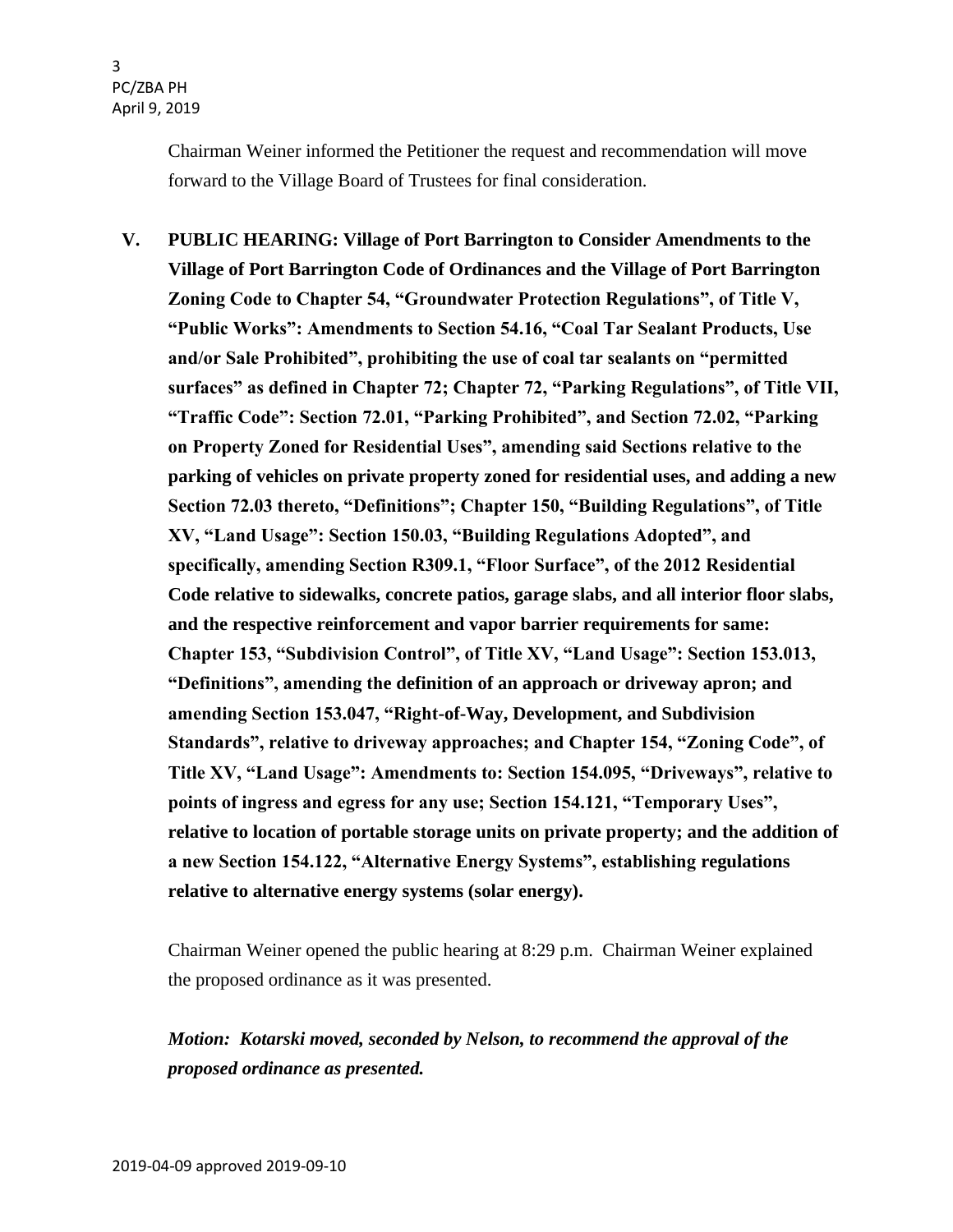Chairman Weiner informed the Petitioner the request and recommendation will move forward to the Village Board of Trustees for final consideration.

**V. PUBLIC HEARING: Village of Port Barrington to Consider Amendments to the Village of Port Barrington Code of Ordinances and the Village of Port Barrington Zoning Code to Chapter 54, "Groundwater Protection Regulations", of Title V, "Public Works": Amendments to Section 54.16, "Coal Tar Sealant Products, Use and/or Sale Prohibited", prohibiting the use of coal tar sealants on "permitted surfaces" as defined in Chapter 72; Chapter 72, "Parking Regulations", of Title VII, "Traffic Code": Section 72.01, "Parking Prohibited", and Section 72.02, "Parking on Property Zoned for Residential Uses", amending said Sections relative to the parking of vehicles on private property zoned for residential uses, and adding a new Section 72.03 thereto, "Definitions"; Chapter 150, "Building Regulations", of Title XV, "Land Usage": Section 150.03, "Building Regulations Adopted", and specifically, amending Section R309.1, "Floor Surface", of the 2012 Residential Code relative to sidewalks, concrete patios, garage slabs, and all interior floor slabs, and the respective reinforcement and vapor barrier requirements for same: Chapter 153, "Subdivision Control", of Title XV, "Land Usage": Section 153.013, "Definitions", amending the definition of an approach or driveway apron; and amending Section 153.047, "Right-of-Way, Development, and Subdivision Standards", relative to driveway approaches; and Chapter 154, "Zoning Code", of Title XV, "Land Usage": Amendments to: Section 154.095, "Driveways", relative to points of ingress and egress for any use; Section 154.121, "Temporary Uses", relative to location of portable storage units on private property; and the addition of a new Section 154.122, "Alternative Energy Systems", establishing regulations relative to alternative energy systems (solar energy).**

Chairman Weiner opened the public hearing at 8:29 p.m. Chairman Weiner explained the proposed ordinance as it was presented.

***Motion: Kotarski moved, seconded by Nelson, to recommend the approval of the proposed ordinance as presented.***

2019-04-09 approved 2019-09-10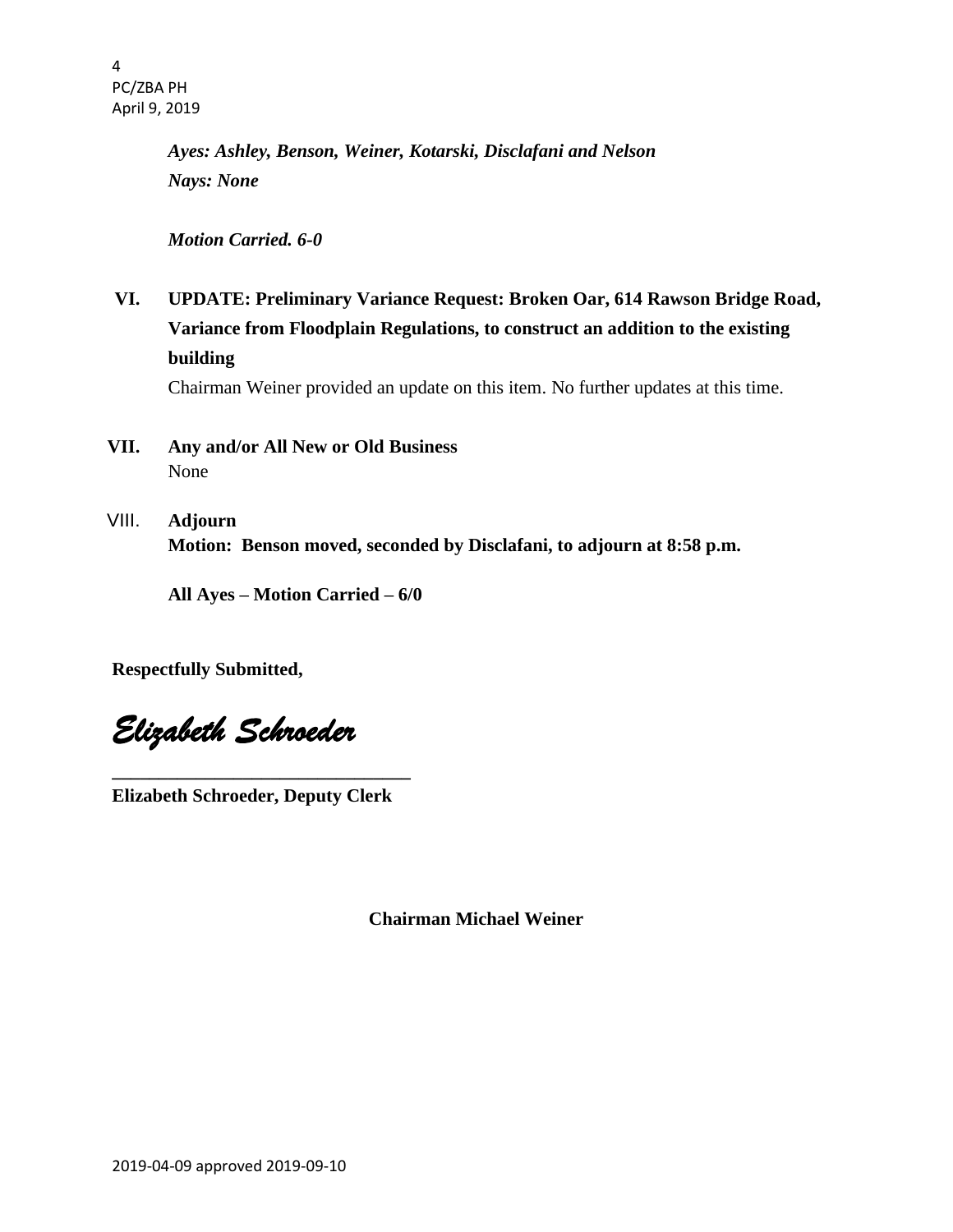*Ayes: Ashley, Benson, Weiner, Kotarski, Disclafani and Nelson*
*Nays: None*

*Motion Carried. 6-0*

**VI. UPDATE: Preliminary Variance Request: Broken Oar, 614 Rawson Bridge Road, Variance from Floodplain Regulations, to construct an addition to the existing building**

Chairman Weiner provided an update on this item. No further updates at this time.

**VII. Any and/or All New or Old Business**

None

VIII. **Adjourn**

**Motion: Benson moved, seconded by Disclafani, to adjourn at 8:58 p.m.**

**All Ayes – Motion Carried – 6/0**

**Respectfully Submitted,**

*Elizabeth Schroeder*

**______________________________**
**Elizabeth Schroeder, Deputy Clerk**

**Chairman Michael Weiner**

2019-04-09 approved 2019-09-10